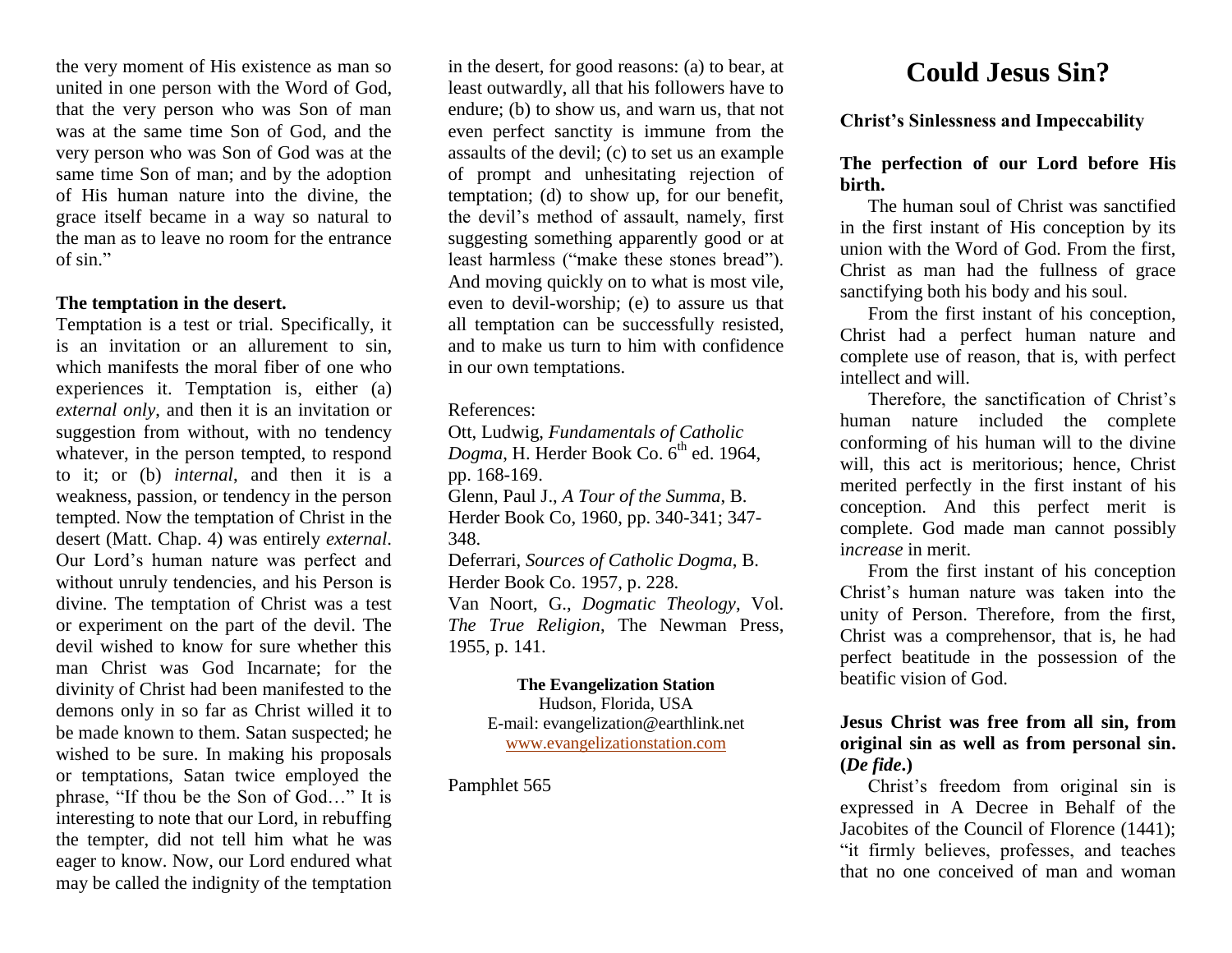the very moment of His existence as man so united in one person with the Word of God, that the very person who was Son of man was at the same time Son of God, and the very person who was Son of God was at the same time Son of man; and by the adoption of His human nature into the divine, the grace itself became in a way so natural to the man as to leave no room for the entrance of sin."

**The temptation in the desert.**

Temptation is a test or trial. Specifically, it is an invitation or an allurement to sin, which manifests the moral fiber of one who experiences it. Temptation is, either (a) *external only*, and then it is an invitation or suggestion from without, with no tendency whatever, in the person tempted, to respond to it; or (b) *internal*, and then it is a weakness, passion, or tendency in the person tempted. Now the temptation of Christ in the desert (Matt. Chap. 4) was entirely *external*. Our Lord's human nature was perfect and without unruly tendencies, and his Person is divine. The temptation of Christ was a test or experiment on the part of the devil. The devil wished to know for sure whether this man Christ was God Incarnate; for the divinity of Christ had been manifested to the demons only in so far as Christ willed it to be made known to them. Satan suspected; he wished to be sure. In making his proposals or temptations, Satan twice employed the phrase, "If thou be the Son of God…" It is interesting to note that our Lord, in rebuffing the tempter, did not tell him what he was eager to know. Now, our Lord endured what may be called the indignity of the temptation in the desert, for good reasons: (a) to bear, at least outwardly, all that his followers have to endure; (b) to show us, and warn us, that not even perfect sanctity is immune from the assaults of the devil; (c) to set us an example of prompt and unhesitating rejection of temptation; (d) to show up, for our benefit, the devil's method of assault, namely, first suggesting something apparently good or at least harmless ("make these stones bread"). And moving quickly on to what is most vile, even to devil-worship; (e) to assure us that all temptation can be successfully resisted, and to make us turn to him with confidence in our own temptations.

References:

Ott, Ludwig, *Fundamentals of Catholic Dogma*, H. Herder Book Co. 6th ed. 1964, pp. 168-169.

Glenn, Paul J., *A Tour of the Summa*, B. Herder Book Co, 1960, pp. 340-341; 347-348.

Deferrari, *Sources of Catholic Dogma*, B. Herder Book Co. 1957, p. 228.

Van Noort, G., *Dogmatic Theology*, Vol. *The True Religion*, The Newman Press, 1955, p. 141.

**The Evangelization Station**
Hudson, Florida, USA
E-mail: evangelization@earthlink.net
www.evangelizationstation.com

Pamphlet 565

# Could Jesus Sin?

**Christ's Sinlessness and Impeccability**

**The perfection of our Lord before His birth.**

The human soul of Christ was sanctified in the first instant of His conception by its union with the Word of God. From the first, Christ as man had the fullness of grace sanctifying both his body and his soul.

From the first instant of his conception, Christ had a perfect human nature and complete use of reason, that is, with perfect intellect and will.

Therefore, the sanctification of Christ's human nature included the complete conforming of his human will to the divine will, this act is meritorious; hence, Christ merited perfectly in the first instant of his conception. And this perfect merit is complete. God made man cannot possibly *increase* in merit.

From the first instant of his conception Christ's human nature was taken into the unity of Person. Therefore, from the first, Christ was a comprehensor, that is, he had perfect beatitude in the possession of the beatific vision of God.

**Jesus Christ was free from all sin, from original sin as well as from personal sin. (*De fide*.)**

Christ's freedom from original sin is expressed in A Decree in Behalf of the Jacobites of the Council of Florence (1441); "it firmly believes, professes, and teaches that no one conceived of man and woman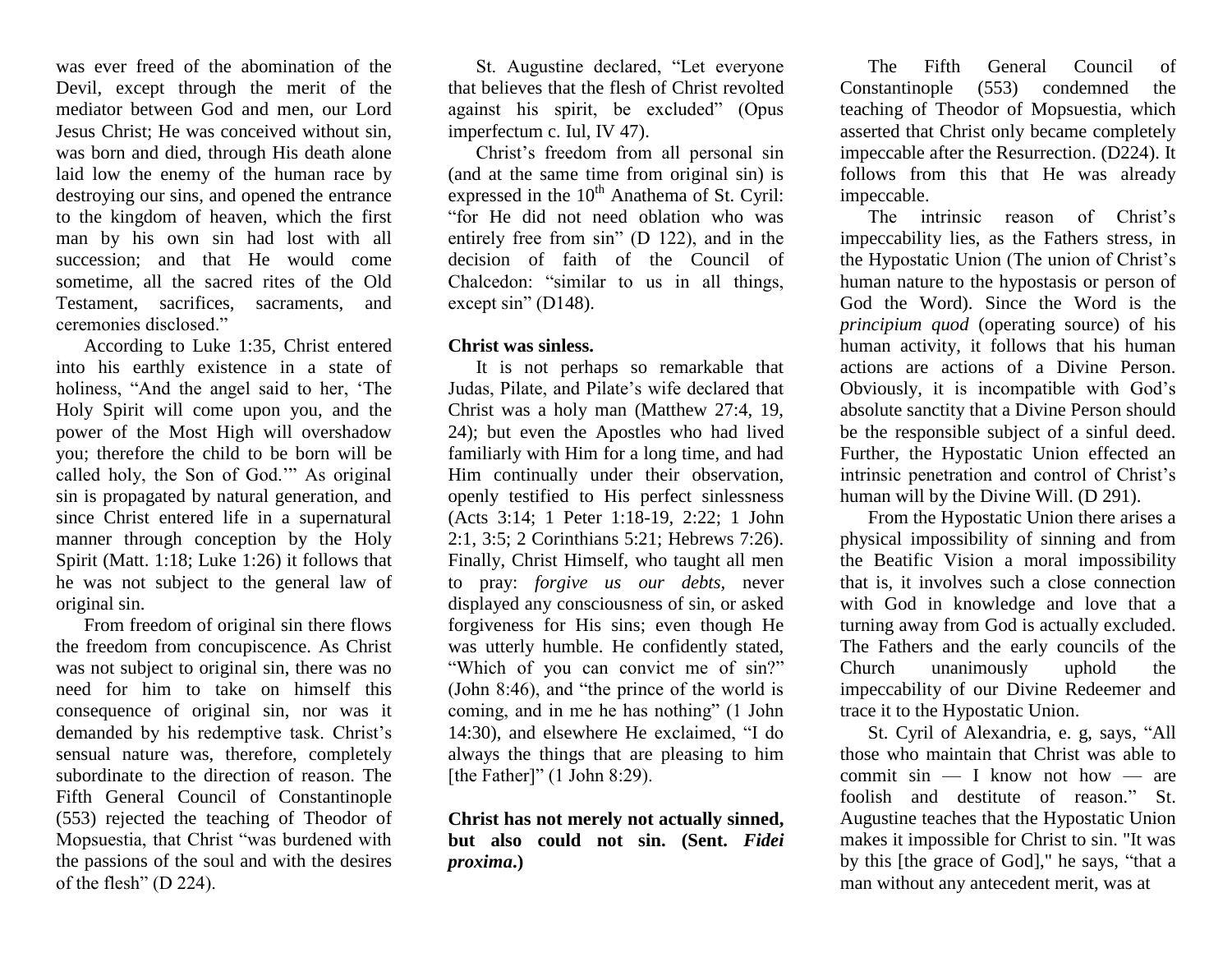was ever freed of the abomination of the Devil, except through the merit of the mediator between God and men, our Lord Jesus Christ; He was conceived without sin, was born and died, through His death alone laid low the enemy of the human race by destroying our sins, and opened the entrance to the kingdom of heaven, which the first man by his own sin had lost with all succession; and that He would come sometime, all the sacred rites of the Old Testament, sacrifices, sacraments, and ceremonies disclosed."

According to Luke 1:35, Christ entered into his earthly existence in a state of holiness, "And the angel said to her, 'The Holy Spirit will come upon you, and the power of the Most High will overshadow you; therefore the child to be born will be called holy, the Son of God.'" As original sin is propagated by natural generation, and since Christ entered life in a supernatural manner through conception by the Holy Spirit (Matt. 1:18; Luke 1:26) it follows that he was not subject to the general law of original sin.

From freedom of original sin there flows the freedom from concupiscence. As Christ was not subject to original sin, there was no need for him to take on himself this consequence of original sin, nor was it demanded by his redemptive task. Christ's sensual nature was, therefore, completely subordinate to the direction of reason. The Fifth General Council of Constantinople (553) rejected the teaching of Theodor of Mopsuestia, that Christ "was burdened with the passions of the soul and with the desires of the flesh" (D 224).

St. Augustine declared, "Let everyone that believes that the flesh of Christ revolted against his spirit, be excluded" (Opus imperfectum c. Iul, IV 47).

Christ's freedom from all personal sin (and at the same time from original sin) is expressed in the 10th Anathema of St. Cyril: "for He did not need oblation who was entirely free from sin" (D 122), and in the decision of faith of the Council of Chalcedon: "similar to us in all things, except sin" (D148).

**Christ was sinless.**

It is not perhaps so remarkable that Judas, Pilate, and Pilate's wife declared that Christ was a holy man (Matthew 27:4, 19, 24); but even the Apostles who had lived familiarly with Him for a long time, and had Him continually under their observation, openly testified to His perfect sinlessness (Acts 3:14; 1 Peter 1:18-19, 2:22; 1 John 2:1, 3:5; 2 Corinthians 5:21; Hebrews 7:26). Finally, Christ Himself, who taught all men to pray: *forgive us our debts*, never displayed any consciousness of sin, or asked forgiveness for His sins; even though He was utterly humble. He confidently stated, "Which of you can convict me of sin?" (John 8:46), and "the prince of the world is coming, and in me he has nothing" (1 John 14:30), and elsewhere He exclaimed, "I do always the things that are pleasing to him [the Father]" (1 John 8:29).

**Christ has not merely not actually sinned, but also could not sin. (Sent. *Fidei proxima*.)**

The Fifth General Council of Constantinople (553) condemned the teaching of Theodor of Mopsuestia, which asserted that Christ only became completely impeccable after the Resurrection. (D224). It follows from this that He was already impeccable.

The intrinsic reason of Christ's impeccability lies, as the Fathers stress, in the Hypostatic Union (The union of Christ's human nature to the hypostasis or person of God the Word). Since the Word is the *principium quod* (operating source) of his human activity, it follows that his human actions are actions of a Divine Person. Obviously, it is incompatible with God's absolute sanctity that a Divine Person should be the responsible subject of a sinful deed. Further, the Hypostatic Union effected an intrinsic penetration and control of Christ's human will by the Divine Will. (D 291).

From the Hypostatic Union there arises a physical impossibility of sinning and from the Beatific Vision a moral impossibility that is, it involves such a close connection with God in knowledge and love that a turning away from God is actually excluded. The Fathers and the early councils of the Church unanimously uphold the impeccability of our Divine Redeemer and trace it to the Hypostatic Union.

St. Cyril of Alexandria, e. g, says, "All those who maintain that Christ was able to commit sin — I know not how — are foolish and destitute of reason." St. Augustine teaches that the Hypostatic Union makes it impossible for Christ to sin. "It was by this [the grace of God]," he says, "that a man without any antecedent merit, was at